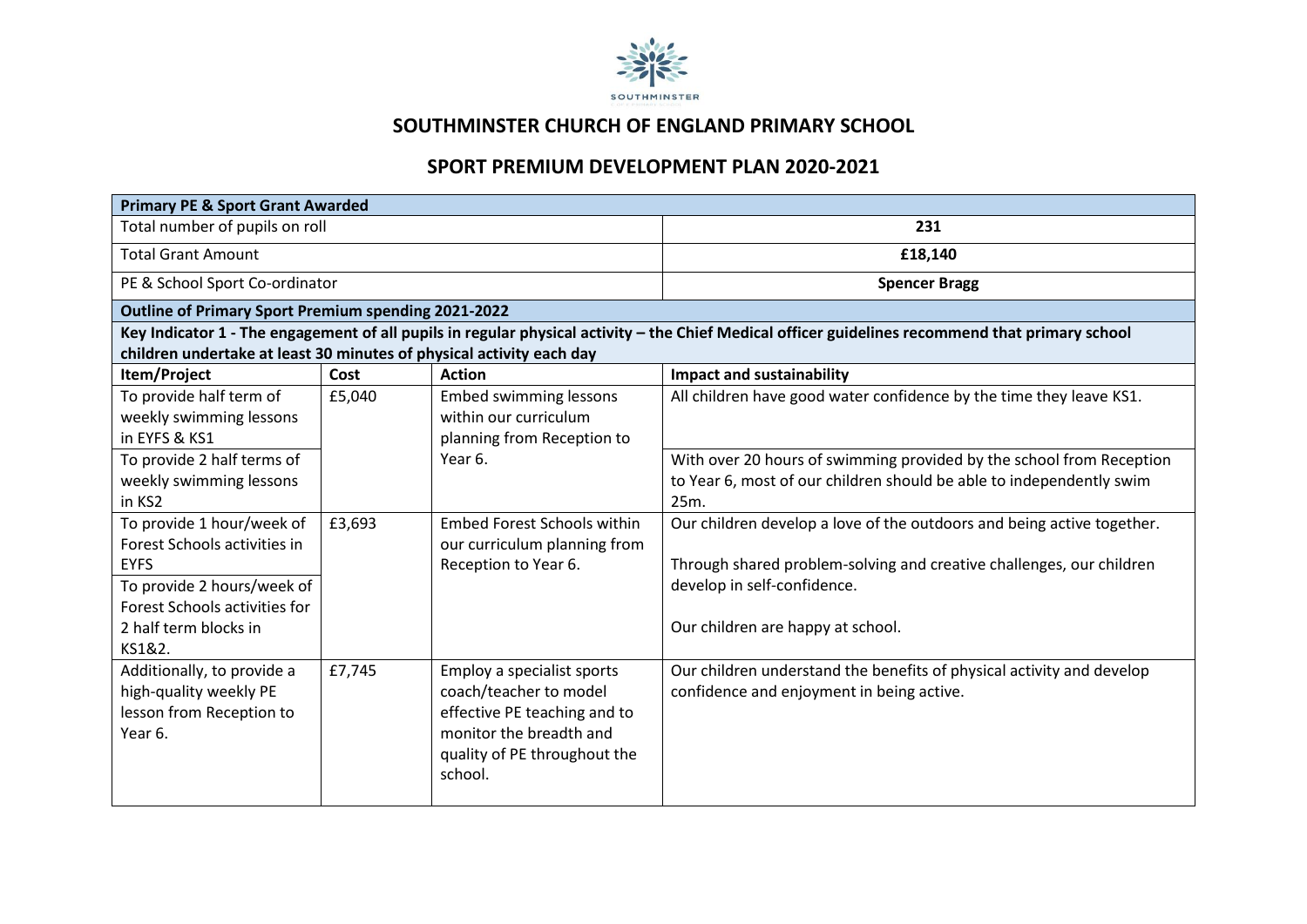# SOUTHMINSTER CHURCH OF ENGLAND PRIMARY SCHOOL

## SPORT PREMIUM DEVELOPMENT PLAN 2020-2021

| **Primary PE & Sport Grant Awarded** | |
|---|---|
| Total number of pupils on roll | **231** |
| Total Grant Amount | **£18,140** |
| PE & School Sport Co-ordinator | **Spencer Bragg** |

**Outline of Primary Sport Premium spending 2021-2022**

**Key Indicator 1 - The engagement of all pupils in regular physical activity – the Chief Medical officer guidelines recommend that primary school children undertake at least 30 minutes of physical activity each day**

| Item/Project | Cost | Action | Impact and sustainability |
|---|---|---|---|
| To provide half term of weekly swimming lessons in EYFS & KS1 | £5,040 | Embed swimming lessons within our curriculum planning from Reception to Year 6. | All children have good water confidence by the time they leave KS1. |
| To provide 2 half terms of weekly swimming lessons in KS2 | | | With over 20 hours of swimming provided by the school from Reception to Year 6, most of our children should be able to independently swim 25m. |
| To provide 1 hour/week of Forest Schools activities in EYFS<br>To provide 2 hours/week of Forest Schools activities for 2 half term blocks in KS1&2. | £3,693 | Embed Forest Schools within our curriculum planning from Reception to Year 6. | Our children develop a love of the outdoors and being active together.<br><br>Through shared problem-solving and creative challenges, our children develop in self-confidence.<br><br>Our children are happy at school. |
| Additionally, to provide a high-quality weekly PE lesson from Reception to Year 6. | £7,745 | Employ a specialist sports coach/teacher to model effective PE teaching and to monitor the breadth and quality of PE throughout the school. | Our children understand the benefits of physical activity and develop confidence and enjoyment in being active. |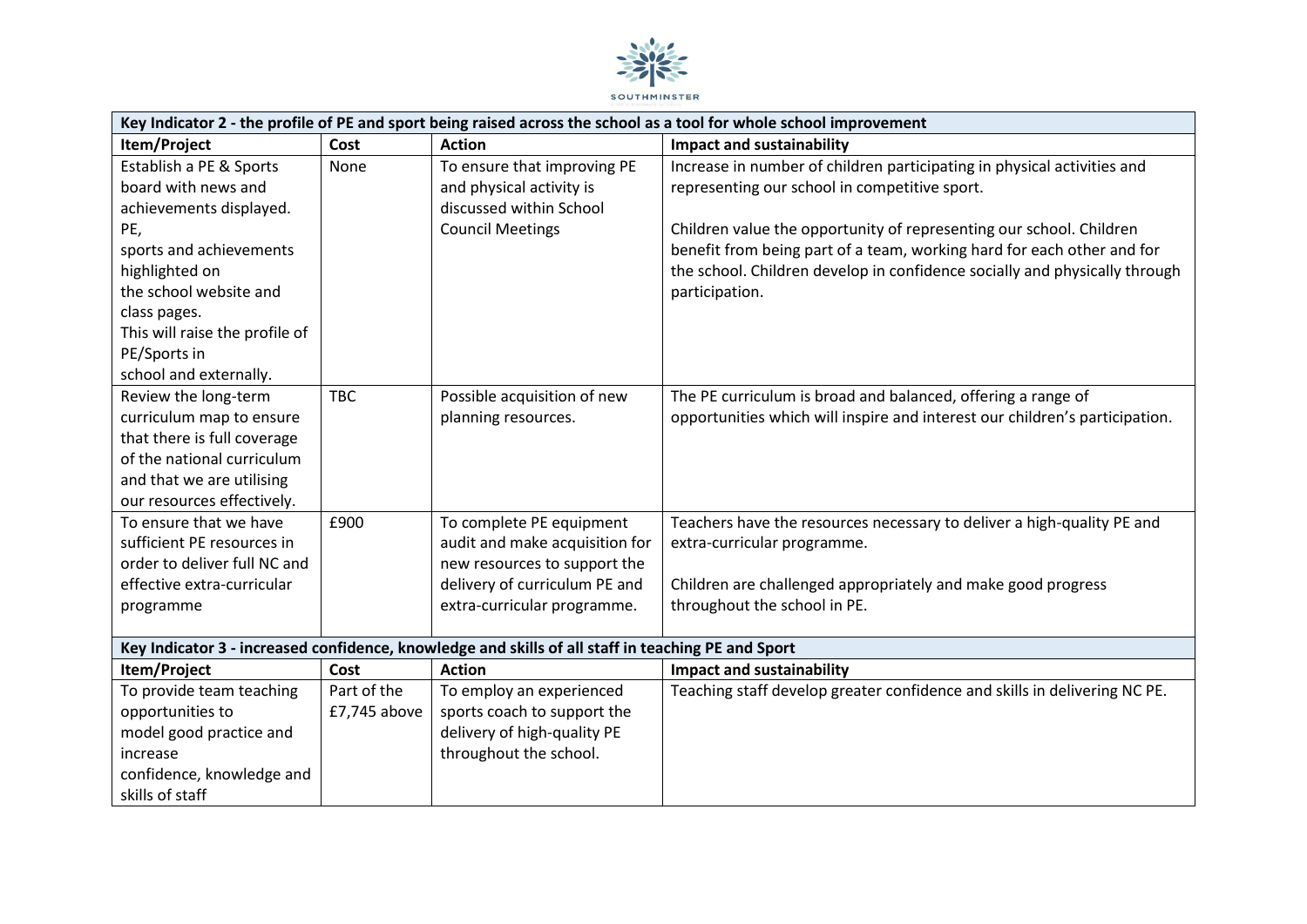| Key Indicator 2 - the profile of PE and sport being raised across the school as a tool for whole school improvement | | | |
|---|---|---|---|
| **Item/Project** | **Cost** | **Action** | **Impact and sustainability** |
| Establish a PE & Sports board with news and achievements displayed. PE, sports and achievements highlighted on the school website and class pages. This will raise the profile of PE/Sports in school and externally. | None | To ensure that improving PE and physical activity is discussed within School Council Meetings | Increase in number of children participating in physical activities and representing our school in competitive sport.<br><br>Children value the opportunity of representing our school. Children benefit from being part of a team, working hard for each other and for the school. Children develop in confidence socially and physically through participation. |
| Review the long-term curriculum map to ensure that there is full coverage of the national curriculum and that we are utilising our resources effectively. | TBC | Possible acquisition of new planning resources. | The PE curriculum is broad and balanced, offering a range of opportunities which will inspire and interest our children's participation. |
| To ensure that we have sufficient PE resources in order to deliver full NC and effective extra-curricular programme | £900 | To complete PE equipment audit and make acquisition for new resources to support the delivery of curriculum PE and extra-curricular programme. | Teachers have the resources necessary to deliver a high-quality PE and extra-curricular programme.<br><br>Children are challenged appropriately and make good progress throughout the school in PE. |

| Key Indicator 3 - increased confidence, knowledge and skills of all staff in teaching PE and Sport | | | |
|---|---|---|---|
| **Item/Project** | **Cost** | **Action** | **Impact and sustainability** |
| To provide team teaching opportunities to model good practice and increase confidence, knowledge and skills of staff | Part of the £7,745 above | To employ an experienced sports coach to support the delivery of high-quality PE throughout the school. | Teaching staff develop greater confidence and skills in delivering NC PE. |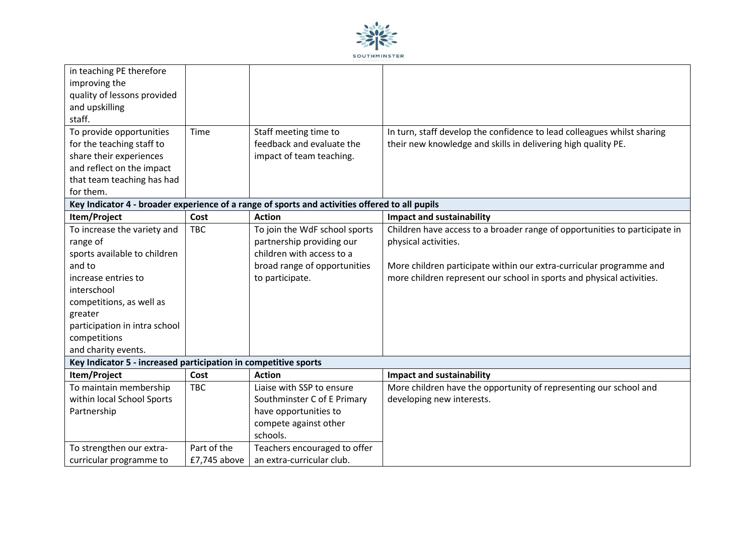| | | | |
|---|---|---|---|
| in teaching PE therefore improving the quality of lessons provided and upskilling staff. | | | |
| To provide opportunities for the teaching staff to share their experiences and reflect on the impact that team teaching has had for them. | Time | Staff meeting time to feedback and evaluate the impact of team teaching. | In turn, staff develop the confidence to lead colleagues whilst sharing their new knowledge and skills in delivering high quality PE. |
| **Key Indicator 4 - broader experience of a range of sports and activities offered to all pupils** | | | |
| **Item/Project** | **Cost** | **Action** | **Impact and sustainability** |
| To increase the variety and range of sports available to children and to increase entries to interschool competitions, as well as greater participation in intra school competitions and charity events. | TBC | To join the WdF school sports partnership providing our children with access to a broad range of opportunities to participate. | Children have access to a broader range of opportunities to participate in physical activities.<br><br>More children participate within our extra-curricular programme and more children represent our school in sports and physical activities. |
| **Key Indicator 5 - increased participation in competitive sports** | | | |
| **Item/Project** | **Cost** | **Action** | **Impact and sustainability** |
| To maintain membership within local School Sports Partnership | TBC | Liaise with SSP to ensure Southminster C of E Primary have opportunities to compete against other schools. | More children have the opportunity of representing our school and developing new interests. |
| To strengthen our extra-curricular programme to | Part of the £7,745 above | Teachers encouraged to offer an extra-curricular club. | |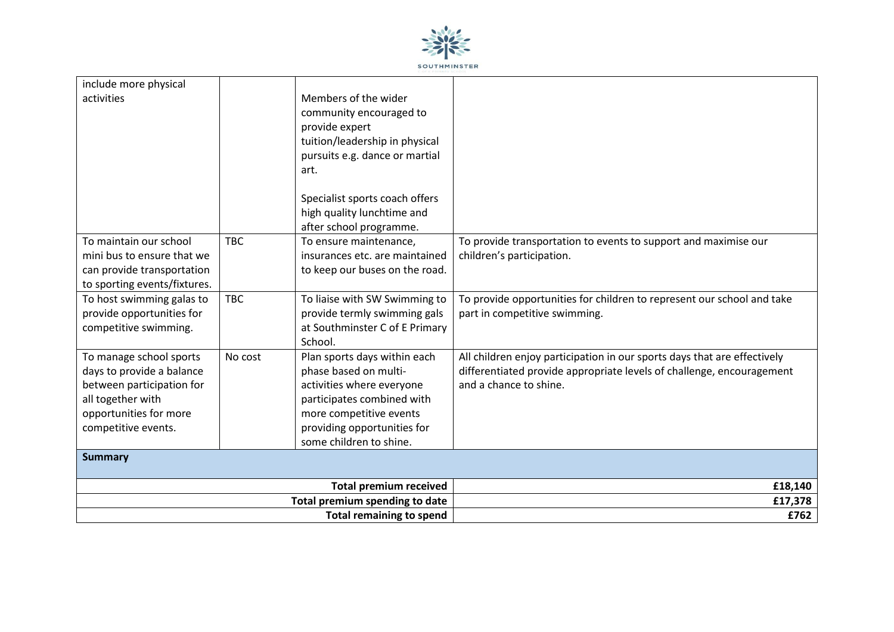| | | | |
|---|---|---|---|
| include more physical activities | | Members of the wider community encouraged to provide expert tuition/leadership in physical pursuits e.g. dance or martial art.<br><br>Specialist sports coach offers high quality lunchtime and after school programme. | |
| To maintain our school mini bus to ensure that we can provide transportation to sporting events/fixtures. | TBC | To ensure maintenance, insurances etc. are maintained to keep our buses on the road. | To provide transportation to events to support and maximise our children's participation. |
| To host swimming galas to provide opportunities for competitive swimming. | TBC | To liaise with SW Swimming to provide termly swimming gals at Southminster C of E Primary School. | To provide opportunities for children to represent our school and take part in competitive swimming. |
| To manage school sports days to provide a balance between participation for all together with opportunities for more competitive events. | No cost | Plan sports days within each phase based on multi-activities where everyone participates combined with more competitive events providing opportunities for some children to shine. | All children enjoy participation in our sports days that are effectively differentiated provide appropriate levels of challenge, encouragement and a chance to shine. |
| **Summary** | | | |
| | | **Total premium received** | **£18,140** |
| | | **Total premium spending to date** | **£17,378** |
| | | **Total remaining to spend** | **£762** |